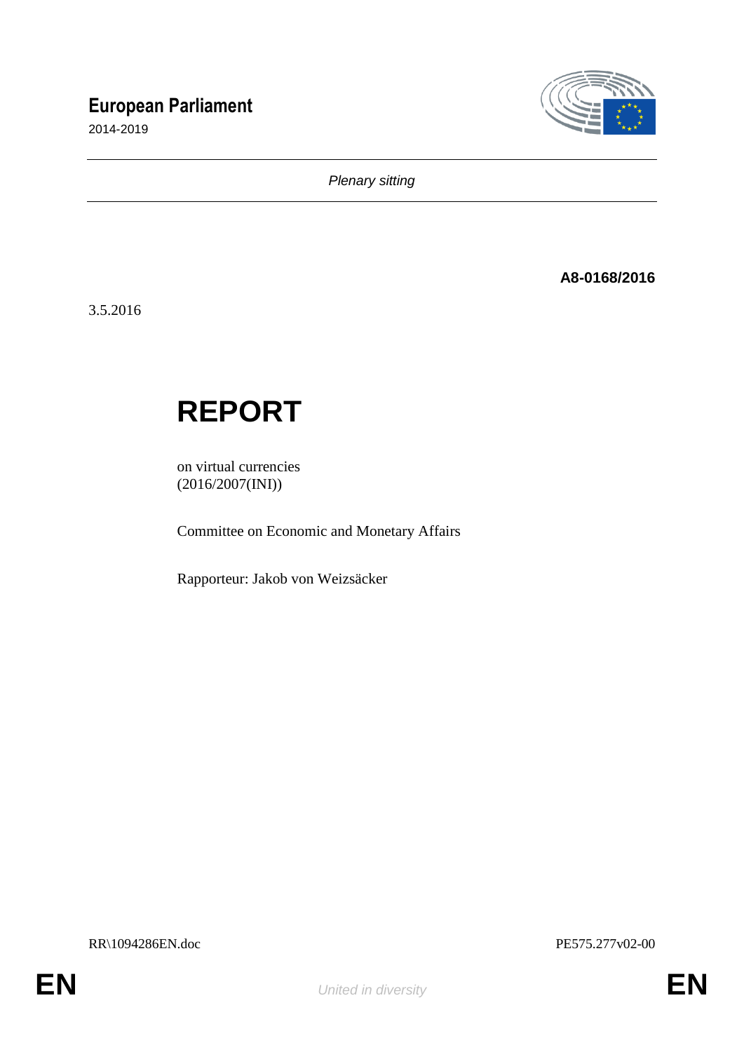**European Parliament**

2014-2019

*Plenary sitting*

**A8-0168/2016**

3.5.2016

# REPORT

on virtual currencies
(2016/2007(INI))

Committee on Economic and Monetary Affairs

Rapporteur: Jakob von Weizsäcker

RR\1094286EN.doc PE575.277v02-00

EN *United in diversity* EN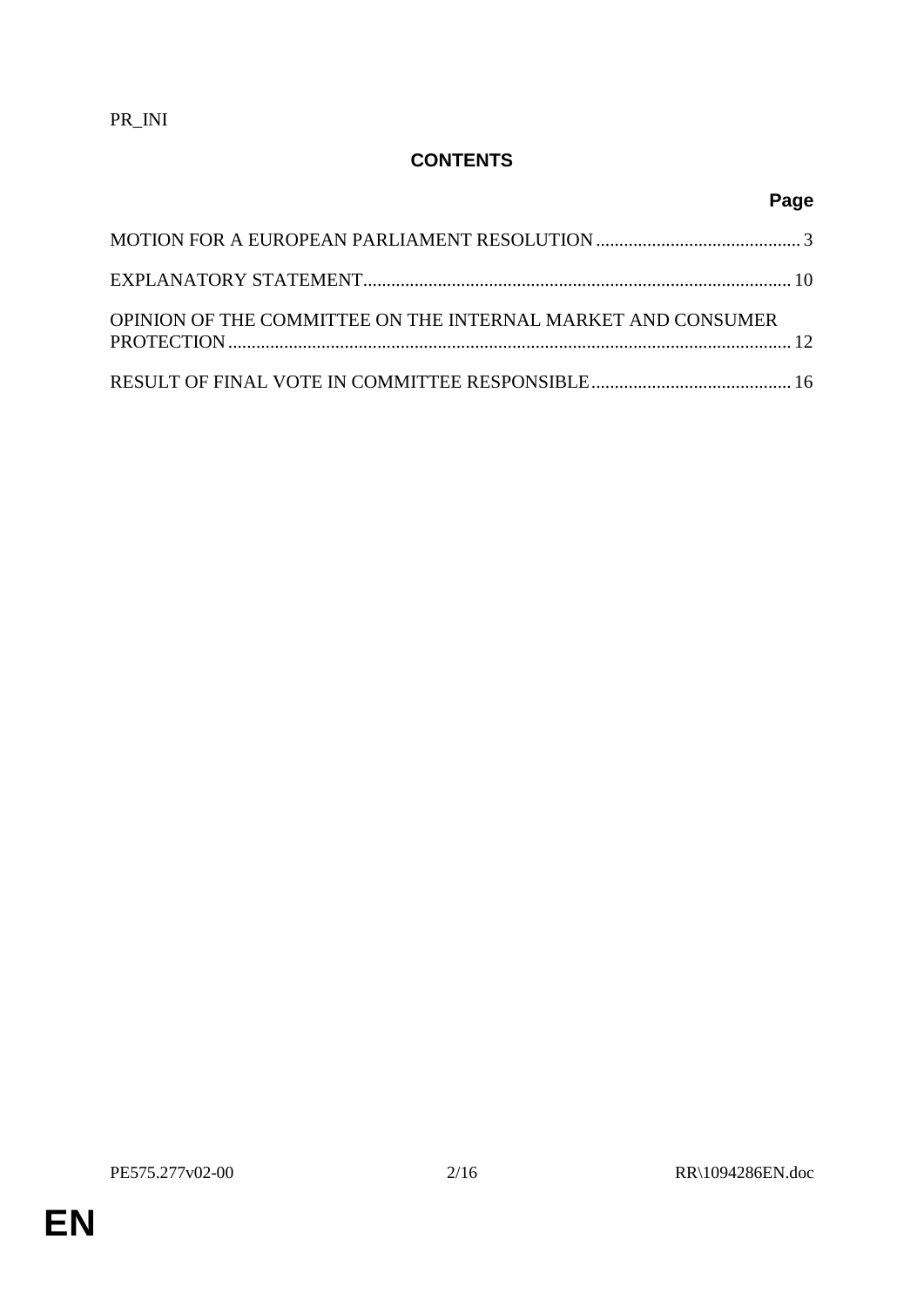PR_INI

## CONTENTS

| | Page |
|---|---|
| MOTION FOR A EUROPEAN PARLIAMENT RESOLUTION | 3 |
| EXPLANATORY STATEMENT | 10 |
| OPINION OF THE COMMITTEE ON THE INTERNAL MARKET AND CONSUMER PROTECTION | 12 |
| RESULT OF FINAL VOTE IN COMMITTEE RESPONSIBLE | 16 |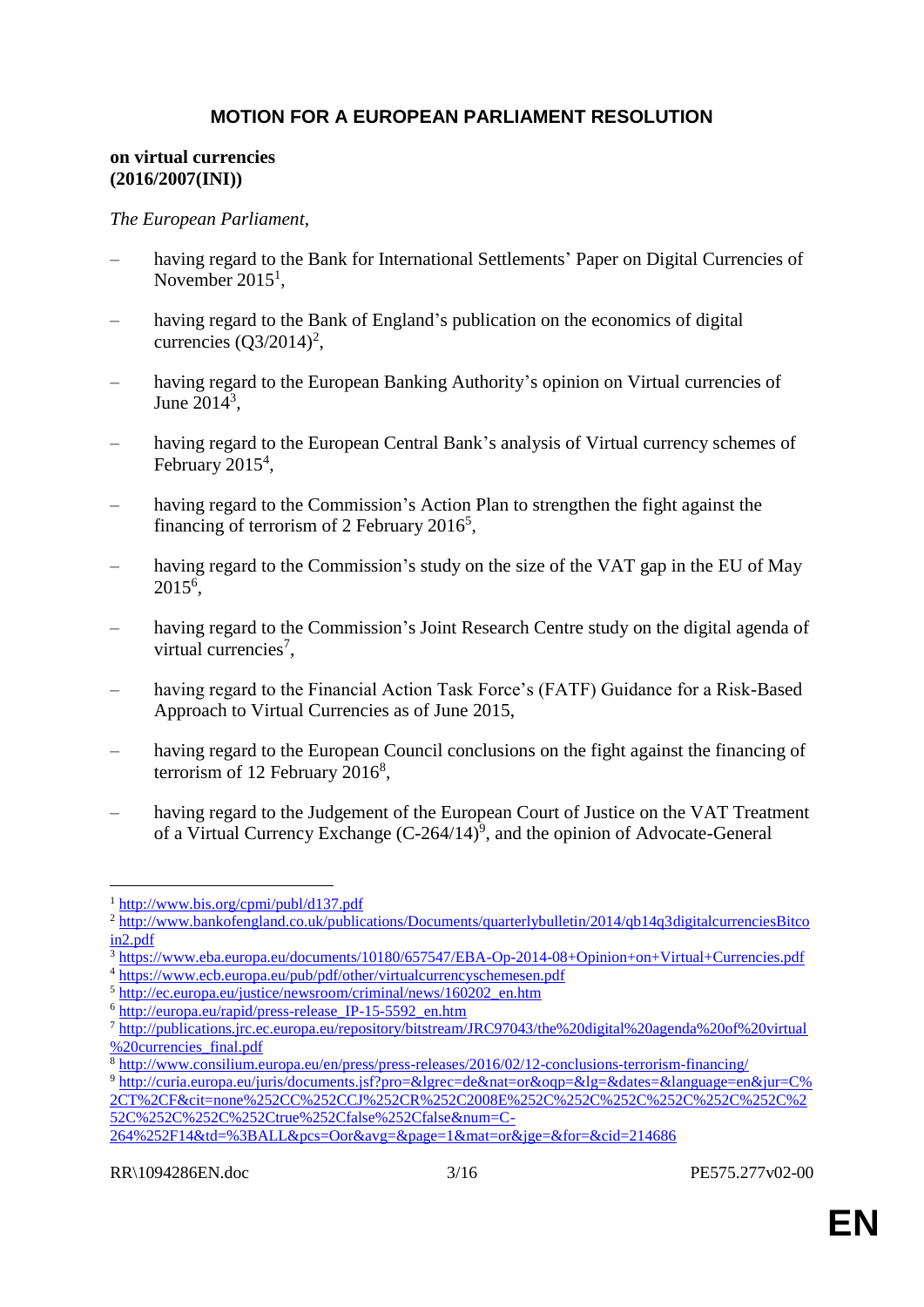# MOTION FOR A EUROPEAN PARLIAMENT RESOLUTION

**on virtual currencies**
**(2016/2007(INI))**

*The European Parliament*,

– having regard to the Bank for International Settlements' Paper on Digital Currencies of November 2015[1],

– having regard to the Bank of England's publication on the economics of digital currencies (Q3/2014)[2],

– having regard to the European Banking Authority's opinion on Virtual currencies of June 2014[3],

– having regard to the European Central Bank's analysis of Virtual currency schemes of February 2015[4],

– having regard to the Commission's Action Plan to strengthen the fight against the financing of terrorism of 2 February 2016[5],

– having regard to the Commission's study on the size of the VAT gap in the EU of May 2015[6],

– having regard to the Commission's Joint Research Centre study on the digital agenda of virtual currencies[7],

– having regard to the Financial Action Task Force's (FATF) Guidance for a Risk-Based Approach to Virtual Currencies as of June 2015,

– having regard to the European Council conclusions on the fight against the financing of terrorism of 12 February 2016[8],

– having regard to the Judgement of the European Court of Justice on the VAT Treatment of a Virtual Currency Exchange (C-264/14)[9], and the opinion of Advocate-General

---

[1] http://www.bis.org/cpmi/publ/d137.pdf

[2] http://www.bankofengland.co.uk/publications/Documents/quarterlybulletin/2014/qb14q3digitalcurrenciesBitcoin2.pdf

[3] https://www.eba.europa.eu/documents/10180/657547/EBA-Op-2014-08+Opinion+on+Virtual+Currencies.pdf

[4] https://www.ecb.europa.eu/pub/pdf/other/virtualcurrencyschemesen.pdf

[5] http://ec.europa.eu/justice/newsroom/criminal/news/160202_en.htm

[6] http://europa.eu/rapid/press-release_IP-15-5592_en.htm

[7] http://publications.jrc.ec.europa.eu/repository/bitstream/JRC97043/the%20digital%20agenda%20of%20virtual%20currencies_final.pdf

[8] http://www.consilium.europa.eu/en/press/press-releases/2016/02/12-conclusions-terrorism-financing/

[9] http://curia.europa.eu/juris/documents.jsf?pro=&lgrec=de&nat=or&oqp=&lg=&dates=&language=en&jur=C%2CT%2CF&cit=none%252CC%252CCJ%252CR%252C2008E%252C%252C%252C%252C%252C%252C%252C%252C%252C%252Ctrue%252Cfalse%252Cfalse&num=C-264%252F14&td=%3BALL&pcs=Oor&avg=&page=1&mat=or&jge=&for=&cid=214686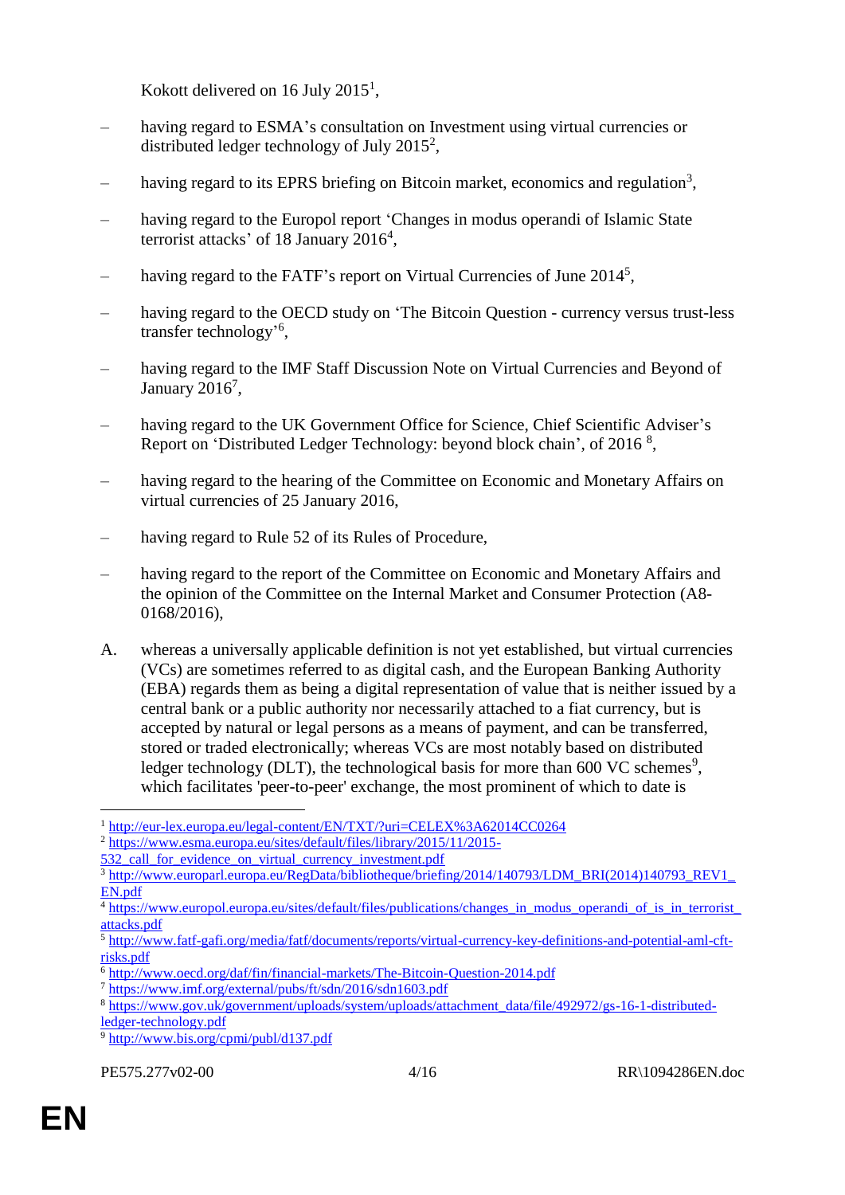Kokott delivered on 16 July 2015[1],

– having regard to ESMA's consultation on Investment using virtual currencies or distributed ledger technology of July 2015[2],

– having regard to its EPRS briefing on Bitcoin market, economics and regulation[3],

– having regard to the Europol report 'Changes in modus operandi of Islamic State terrorist attacks' of 18 January 2016[4],

– having regard to the FATF's report on Virtual Currencies of June 2014[5],

– having regard to the OECD study on 'The Bitcoin Question - currency versus trust-less transfer technology'[6],

– having regard to the IMF Staff Discussion Note on Virtual Currencies and Beyond of January 2016[7],

– having regard to the UK Government Office for Science, Chief Scientific Adviser's Report on 'Distributed Ledger Technology: beyond block chain', of 2016 [8],

– having regard to the hearing of the Committee on Economic and Monetary Affairs on virtual currencies of 25 January 2016,

– having regard to Rule 52 of its Rules of Procedure,

– having regard to the report of the Committee on Economic and Monetary Affairs and the opinion of the Committee on the Internal Market and Consumer Protection (A8-0168/2016),

A. whereas a universally applicable definition is not yet established, but virtual currencies (VCs) are sometimes referred to as digital cash, and the European Banking Authority (EBA) regards them as being a digital representation of value that is neither issued by a central bank or a public authority nor necessarily attached to a fiat currency, but is accepted by natural or legal persons as a means of payment, and can be transferred, stored or traded electronically; whereas VCs are most notably based on distributed ledger technology (DLT), the technological basis for more than 600 VC schemes[9], which facilitates 'peer-to-peer' exchange, the most prominent of which to date is

---

[1] http://eur-lex.europa.eu/legal-content/EN/TXT/?uri=CELEX%3A62014CC0264

[2] https://www.esma.europa.eu/sites/default/files/library/2015/11/2015-532_call_for_evidence_on_virtual_currency_investment.pdf

[3] http://www.europarl.europa.eu/RegData/bibliotheque/briefing/2014/140793/LDM_BRI(2014)140793_REV1_EN.pdf

[4] https://www.europol.europa.eu/sites/default/files/publications/changes_in_modus_operandi_of_is_in_terrorist_attacks.pdf

[5] http://www.fatf-gafi.org/media/fatf/documents/reports/virtual-currency-key-definitions-and-potential-aml-cft-risks.pdf

[6] http://www.oecd.org/daf/fin/financial-markets/The-Bitcoin-Question-2014.pdf

[7] https://www.imf.org/external/pubs/ft/sdn/2016/sdn1603.pdf

[8] https://www.gov.uk/government/uploads/system/uploads/attachment_data/file/492972/gs-16-1-distributed-ledger-technology.pdf

[9] http://www.bis.org/cpmi/publ/d137.pdf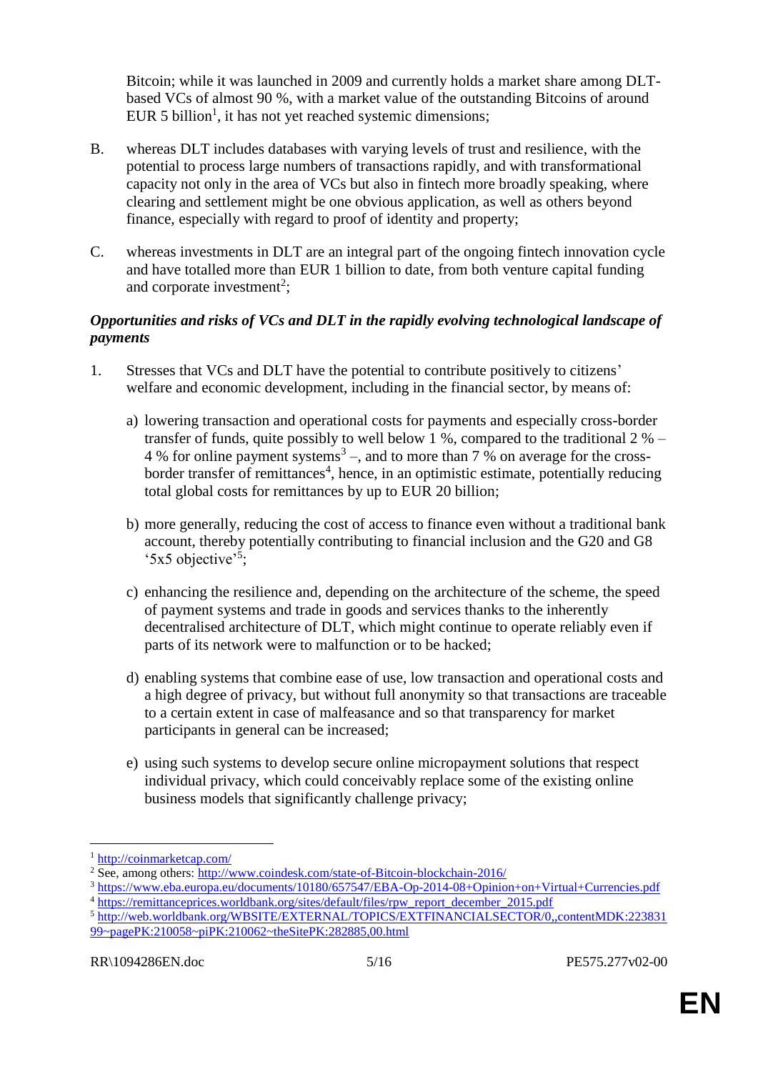Bitcoin; while it was launched in 2009 and currently holds a market share among DLT-based VCs of almost 90 %, with a market value of the outstanding Bitcoins of around EUR 5 billion[1], it has not yet reached systemic dimensions;

B. whereas DLT includes databases with varying levels of trust and resilience, with the potential to process large numbers of transactions rapidly, and with transformational capacity not only in the area of VCs but also in fintech more broadly speaking, where clearing and settlement might be one obvious application, as well as others beyond finance, especially with regard to proof of identity and property;

C. whereas investments in DLT are an integral part of the ongoing fintech innovation cycle and have totalled more than EUR 1 billion to date, from both venture capital funding and corporate investment[2];

***Opportunities and risks of VCs and DLT in the rapidly evolving technological landscape of payments***

1. Stresses that VCs and DLT have the potential to contribute positively to citizens' welfare and economic development, including in the financial sector, by means of:

   a) lowering transaction and operational costs for payments and especially cross-border transfer of funds, quite possibly to well below 1 %, compared to the traditional 2 % – 4 % for online payment systems[3] –, and to more than 7 % on average for the cross-border transfer of remittances[4], hence, in an optimistic estimate, potentially reducing total global costs for remittances by up to EUR 20 billion;

   b) more generally, reducing the cost of access to finance even without a traditional bank account, thereby potentially contributing to financial inclusion and the G20 and G8 '5x5 objective'[5];

   c) enhancing the resilience and, depending on the architecture of the scheme, the speed of payment systems and trade in goods and services thanks to the inherently decentralised architecture of DLT, which might continue to operate reliably even if parts of its network were to malfunction or to be hacked;

   d) enabling systems that combine ease of use, low transaction and operational costs and a high degree of privacy, but without full anonymity so that transactions are traceable to a certain extent in case of malfeasance and so that transparency for market participants in general can be increased;

   e) using such systems to develop secure online micropayment solutions that respect individual privacy, which could conceivably replace some of the existing online business models that significantly challenge privacy;

---

[1] http://coinmarketcap.com/

[2] See, among others: http://www.coindesk.com/state-of-Bitcoin-blockchain-2016/

[3] https://www.eba.europa.eu/documents/10180/657547/EBA-Op-2014-08+Opinion+on+Virtual+Currencies.pdf

[4] https://remittanceprices.worldbank.org/sites/default/files/rpw_report_december_2015.pdf

[5] http://web.worldbank.org/WBSITE/EXTERNAL/TOPICS/EXTFINANCIALSECTOR/0,,contentMDK:22383199~pagePK:210058~piPK:210062~theSitePK:282885,00.html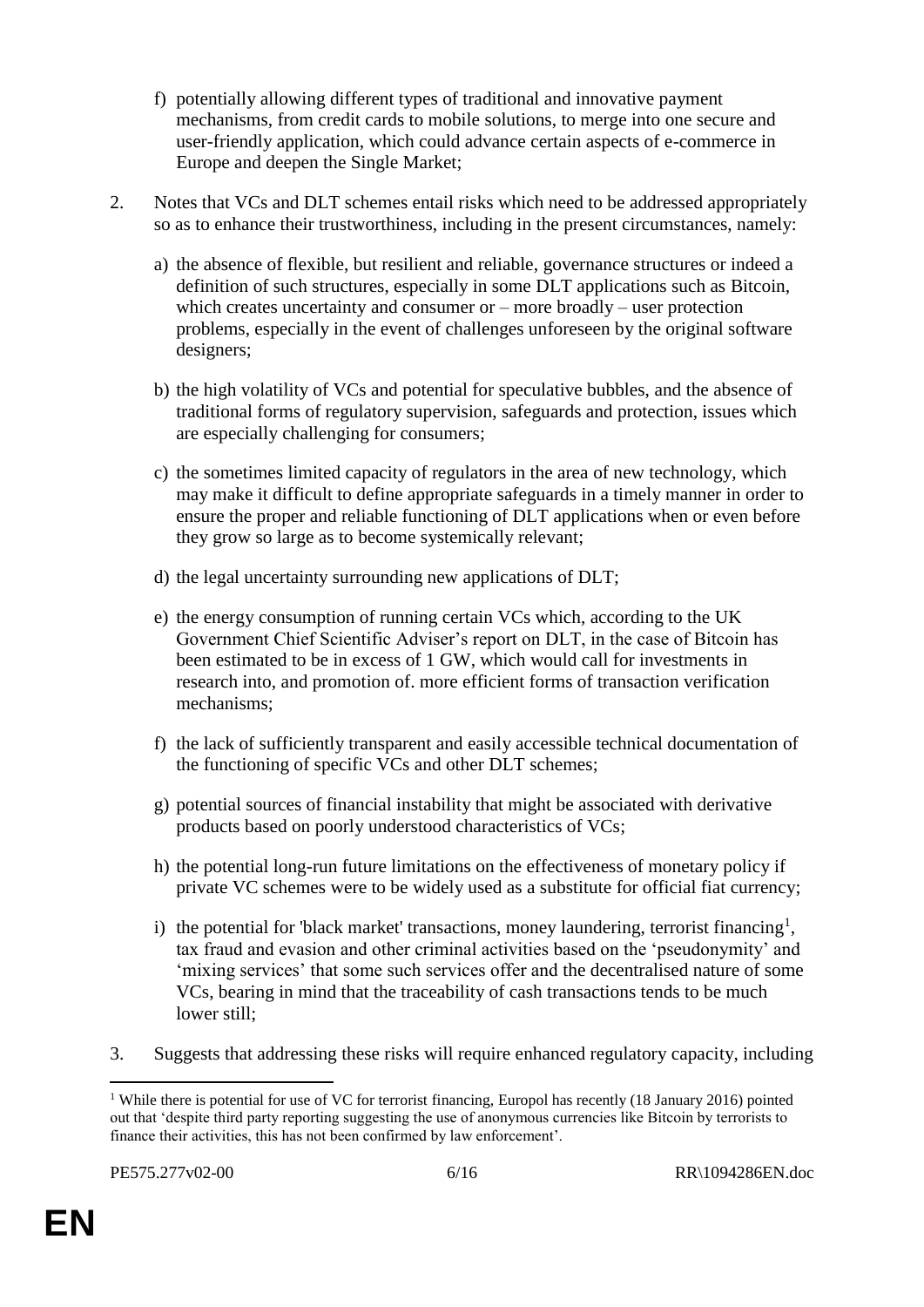f) potentially allowing different types of traditional and innovative payment mechanisms, from credit cards to mobile solutions, to merge into one secure and user-friendly application, which could advance certain aspects of e-commerce in Europe and deepen the Single Market;

2. Notes that VCs and DLT schemes entail risks which need to be addressed appropriately so as to enhance their trustworthiness, including in the present circumstances, namely:

   a) the absence of flexible, but resilient and reliable, governance structures or indeed a definition of such structures, especially in some DLT applications such as Bitcoin, which creates uncertainty and consumer or – more broadly – user protection problems, especially in the event of challenges unforeseen by the original software designers;

   b) the high volatility of VCs and potential for speculative bubbles, and the absence of traditional forms of regulatory supervision, safeguards and protection, issues which are especially challenging for consumers;

   c) the sometimes limited capacity of regulators in the area of new technology, which may make it difficult to define appropriate safeguards in a timely manner in order to ensure the proper and reliable functioning of DLT applications when or even before they grow so large as to become systemically relevant;

   d) the legal uncertainty surrounding new applications of DLT;

   e) the energy consumption of running certain VCs which, according to the UK Government Chief Scientific Adviser's report on DLT, in the case of Bitcoin has been estimated to be in excess of 1 GW, which would call for investments in research into, and promotion of. more efficient forms of transaction verification mechanisms;

   f) the lack of sufficiently transparent and easily accessible technical documentation of the functioning of specific VCs and other DLT schemes;

   g) potential sources of financial instability that might be associated with derivative products based on poorly understood characteristics of VCs;

   h) the potential long-run future limitations on the effectiveness of monetary policy if private VC schemes were to be widely used as a substitute for official fiat currency;

   i) the potential for 'black market' transactions, money laundering, terrorist financing[1], tax fraud and evasion and other criminal activities based on the 'pseudonymity' and 'mixing services' that some such services offer and the decentralised nature of some VCs, bearing in mind that the traceability of cash transactions tends to be much lower still;

3. Suggests that addressing these risks will require enhanced regulatory capacity, including

---

[1] While there is potential for use of VC for terrorist financing, Europol has recently (18 January 2016) pointed out that 'despite third party reporting suggesting the use of anonymous currencies like Bitcoin by terrorists to finance their activities, this has not been confirmed by law enforcement'.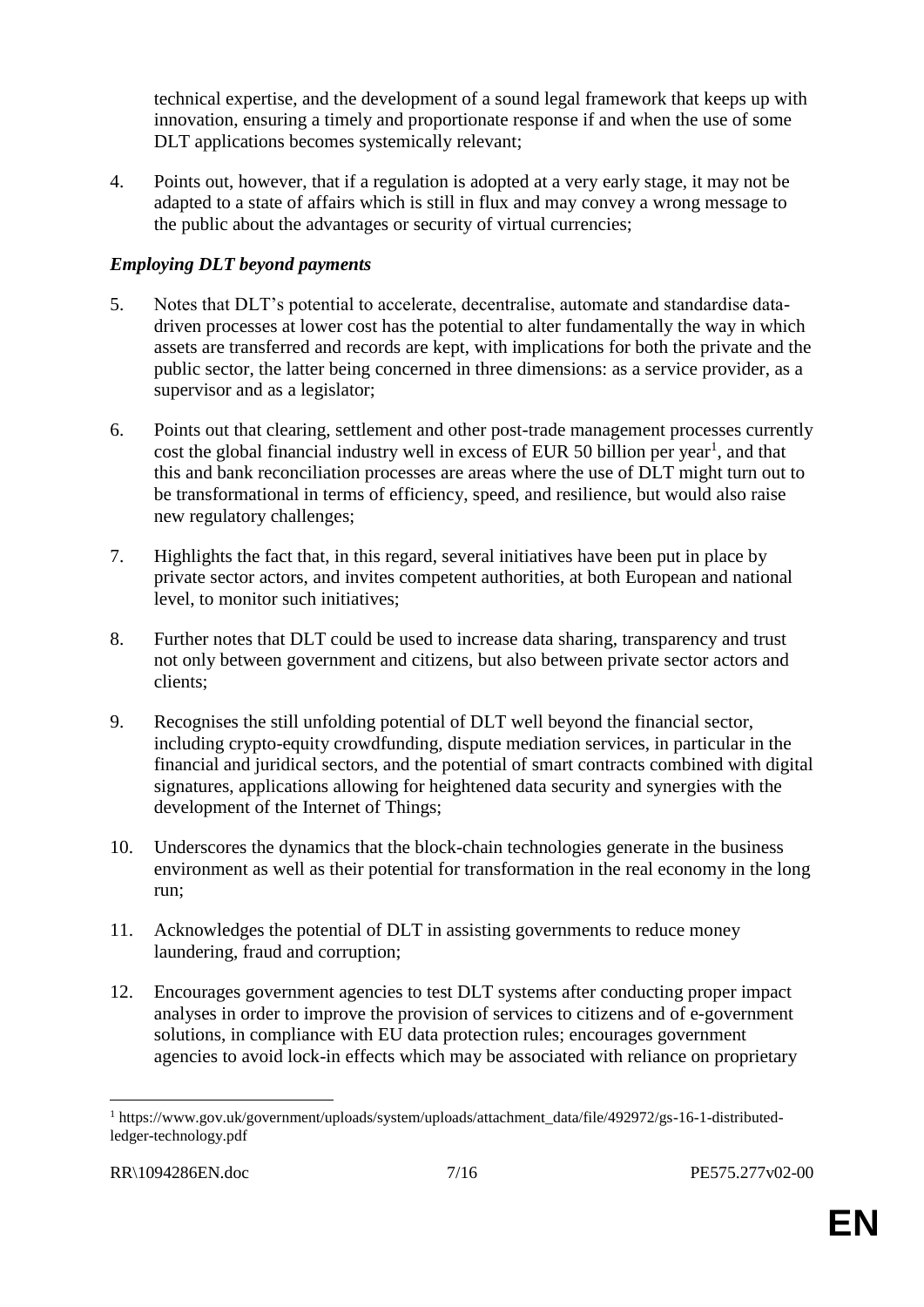technical expertise, and the development of a sound legal framework that keeps up with innovation, ensuring a timely and proportionate response if and when the use of some DLT applications becomes systemically relevant;

4. Points out, however, that if a regulation is adopted at a very early stage, it may not be adapted to a state of affairs which is still in flux and may convey a wrong message to the public about the advantages or security of virtual currencies;

***Employing DLT beyond payments***

5. Notes that DLT's potential to accelerate, decentralise, automate and standardise data-driven processes at lower cost has the potential to alter fundamentally the way in which assets are transferred and records are kept, with implications for both the private and the public sector, the latter being concerned in three dimensions: as a service provider, as a supervisor and as a legislator;

6. Points out that clearing, settlement and other post-trade management processes currently cost the global financial industry well in excess of EUR 50 billion per year[1], and that this and bank reconciliation processes are areas where the use of DLT might turn out to be transformational in terms of efficiency, speed, and resilience, but would also raise new regulatory challenges;

7. Highlights the fact that, in this regard, several initiatives have been put in place by private sector actors, and invites competent authorities, at both European and national level, to monitor such initiatives;

8. Further notes that DLT could be used to increase data sharing, transparency and trust not only between government and citizens, but also between private sector actors and clients;

9. Recognises the still unfolding potential of DLT well beyond the financial sector, including crypto-equity crowdfunding, dispute mediation services, in particular in the financial and juridical sectors, and the potential of smart contracts combined with digital signatures, applications allowing for heightened data security and synergies with the development of the Internet of Things;

10. Underscores the dynamics that the block-chain technologies generate in the business environment as well as their potential for transformation in the real economy in the long run;

11. Acknowledges the potential of DLT in assisting governments to reduce money laundering, fraud and corruption;

12. Encourages government agencies to test DLT systems after conducting proper impact analyses in order to improve the provision of services to citizens and of e-government solutions, in compliance with EU data protection rules; encourages government agencies to avoid lock-in effects which may be associated with reliance on proprietary

---

[1] https://www.gov.uk/government/uploads/system/uploads/attachment_data/file/492972/gs-16-1-distributed-ledger-technology.pdf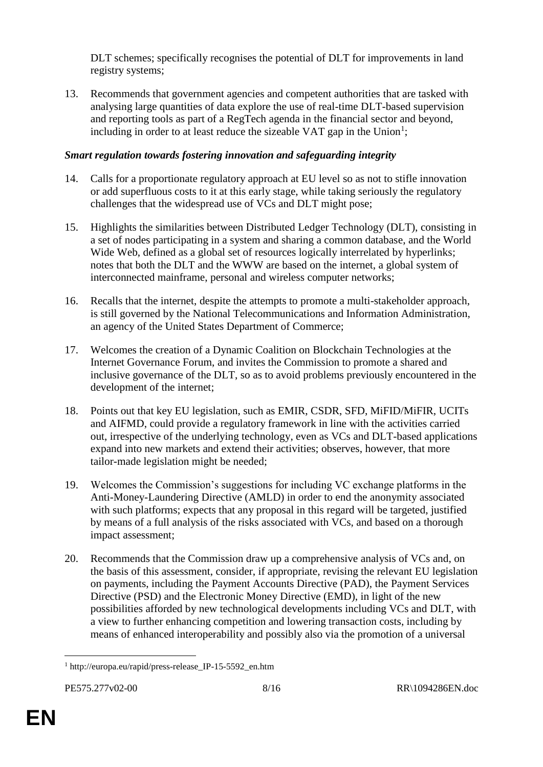DLT schemes; specifically recognises the potential of DLT for improvements in land registry systems;

13. Recommends that government agencies and competent authorities that are tasked with analysing large quantities of data explore the use of real-time DLT-based supervision and reporting tools as part of a RegTech agenda in the financial sector and beyond, including in order to at least reduce the sizeable VAT gap in the Union[1];

### *Smart regulation towards fostering innovation and safeguarding integrity*

14. Calls for a proportionate regulatory approach at EU level so as not to stifle innovation or add superfluous costs to it at this early stage, while taking seriously the regulatory challenges that the widespread use of VCs and DLT might pose;

15. Highlights the similarities between Distributed Ledger Technology (DLT), consisting in a set of nodes participating in a system and sharing a common database, and the World Wide Web, defined as a global set of resources logically interrelated by hyperlinks; notes that both the DLT and the WWW are based on the internet, a global system of interconnected mainframe, personal and wireless computer networks;

16. Recalls that the internet, despite the attempts to promote a multi-stakeholder approach, is still governed by the National Telecommunications and Information Administration, an agency of the United States Department of Commerce;

17. Welcomes the creation of a Dynamic Coalition on Blockchain Technologies at the Internet Governance Forum, and invites the Commission to promote a shared and inclusive governance of the DLT, so as to avoid problems previously encountered in the development of the internet;

18. Points out that key EU legislation, such as EMIR, CSDR, SFD, MiFID/MiFIR, UCITs and AIFMD, could provide a regulatory framework in line with the activities carried out, irrespective of the underlying technology, even as VCs and DLT-based applications expand into new markets and extend their activities; observes, however, that more tailor-made legislation might be needed;

19. Welcomes the Commission's suggestions for including VC exchange platforms in the Anti-Money-Laundering Directive (AMLD) in order to end the anonymity associated with such platforms; expects that any proposal in this regard will be targeted, justified by means of a full analysis of the risks associated with VCs, and based on a thorough impact assessment;

20. Recommends that the Commission draw up a comprehensive analysis of VCs and, on the basis of this assessment, consider, if appropriate, revising the relevant EU legislation on payments, including the Payment Accounts Directive (PAD), the Payment Services Directive (PSD) and the Electronic Money Directive (EMD), in light of the new possibilities afforded by new technological developments including VCs and DLT, with a view to further enhancing competition and lowering transaction costs, including by means of enhanced interoperability and possibly also via the promotion of a universal

---

[1] http://europa.eu/rapid/press-release_IP-15-5592_en.htm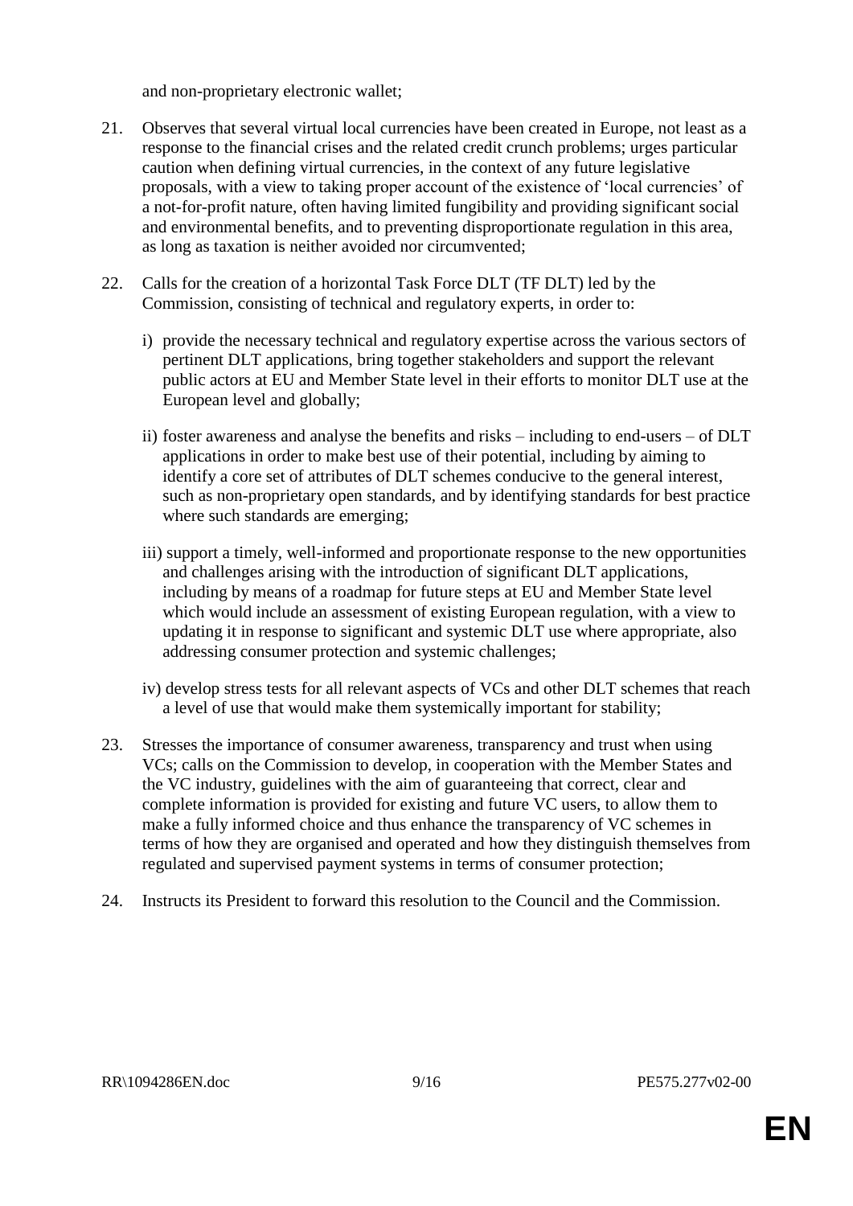and non-proprietary electronic wallet;

21. Observes that several virtual local currencies have been created in Europe, not least as a response to the financial crises and the related credit crunch problems; urges particular caution when defining virtual currencies, in the context of any future legislative proposals, with a view to taking proper account of the existence of 'local currencies' of a not-for-profit nature, often having limited fungibility and providing significant social and environmental benefits, and to preventing disproportionate regulation in this area, as long as taxation is neither avoided nor circumvented;

22. Calls for the creation of a horizontal Task Force DLT (TF DLT) led by the Commission, consisting of technical and regulatory experts, in order to:

    i) provide the necessary technical and regulatory expertise across the various sectors of pertinent DLT applications, bring together stakeholders and support the relevant public actors at EU and Member State level in their efforts to monitor DLT use at the European level and globally;

    ii) foster awareness and analyse the benefits and risks – including to end-users – of DLT applications in order to make best use of their potential, including by aiming to identify a core set of attributes of DLT schemes conducive to the general interest, such as non-proprietary open standards, and by identifying standards for best practice where such standards are emerging;

    iii) support a timely, well-informed and proportionate response to the new opportunities and challenges arising with the introduction of significant DLT applications, including by means of a roadmap for future steps at EU and Member State level which would include an assessment of existing European regulation, with a view to updating it in response to significant and systemic DLT use where appropriate, also addressing consumer protection and systemic challenges;

    iv) develop stress tests for all relevant aspects of VCs and other DLT schemes that reach a level of use that would make them systemically important for stability;

23. Stresses the importance of consumer awareness, transparency and trust when using VCs; calls on the Commission to develop, in cooperation with the Member States and the VC industry, guidelines with the aim of guaranteeing that correct, clear and complete information is provided for existing and future VC users, to allow them to make a fully informed choice and thus enhance the transparency of VC schemes in terms of how they are organised and operated and how they distinguish themselves from regulated and supervised payment systems in terms of consumer protection;

24. Instructs its President to forward this resolution to the Council and the Commission.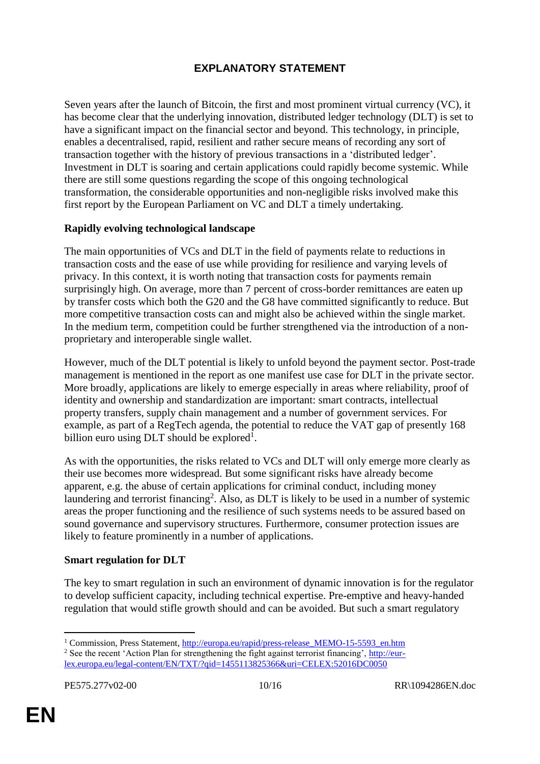## EXPLANATORY STATEMENT

Seven years after the launch of Bitcoin, the first and most prominent virtual currency (VC), it has become clear that the underlying innovation, distributed ledger technology (DLT) is set to have a significant impact on the financial sector and beyond. This technology, in principle, enables a decentralised, rapid, resilient and rather secure means of recording any sort of transaction together with the history of previous transactions in a 'distributed ledger'. Investment in DLT is soaring and certain applications could rapidly become systemic. While there are still some questions regarding the scope of this ongoing technological transformation, the considerable opportunities and non-negligible risks involved make this first report by the European Parliament on VC and DLT a timely undertaking.

**Rapidly evolving technological landscape**

The main opportunities of VCs and DLT in the field of payments relate to reductions in transaction costs and the ease of use while providing for resilience and varying levels of privacy. In this context, it is worth noting that transaction costs for payments remain surprisingly high. On average, more than 7 percent of cross-border remittances are eaten up by transfer costs which both the G20 and the G8 have committed significantly to reduce. But more competitive transaction costs can and might also be achieved within the single market. In the medium term, competition could be further strengthened via the introduction of a non-proprietary and interoperable single wallet.

However, much of the DLT potential is likely to unfold beyond the payment sector. Post-trade management is mentioned in the report as one manifest use case for DLT in the private sector. More broadly, applications are likely to emerge especially in areas where reliability, proof of identity and ownership and standardization are important: smart contracts, intellectual property transfers, supply chain management and a number of government services. For example, as part of a RegTech agenda, the potential to reduce the VAT gap of presently 168 billion euro using DLT should be explored[1].

As with the opportunities, the risks related to VCs and DLT will only emerge more clearly as their use becomes more widespread. But some significant risks have already become apparent, e.g. the abuse of certain applications for criminal conduct, including money laundering and terrorist financing[2]. Also, as DLT is likely to be used in a number of systemic areas the proper functioning and the resilience of such systems needs to be assured based on sound governance and supervisory structures. Furthermore, consumer protection issues are likely to feature prominently in a number of applications.

**Smart regulation for DLT**

The key to smart regulation in such an environment of dynamic innovation is for the regulator to develop sufficient capacity, including technical expertise. Pre-emptive and heavy-handed regulation that would stifle growth should and can be avoided. But such a smart regulatory

---

[1] Commission, Press Statement, http://europa.eu/rapid/press-release_MEMO-15-5593_en.htm

[2] See the recent 'Action Plan for strengthening the fight against terrorist financing', http://eur-lex.europa.eu/legal-content/EN/TXT/?qid=1455113825366&uri=CELEX:52016DC0050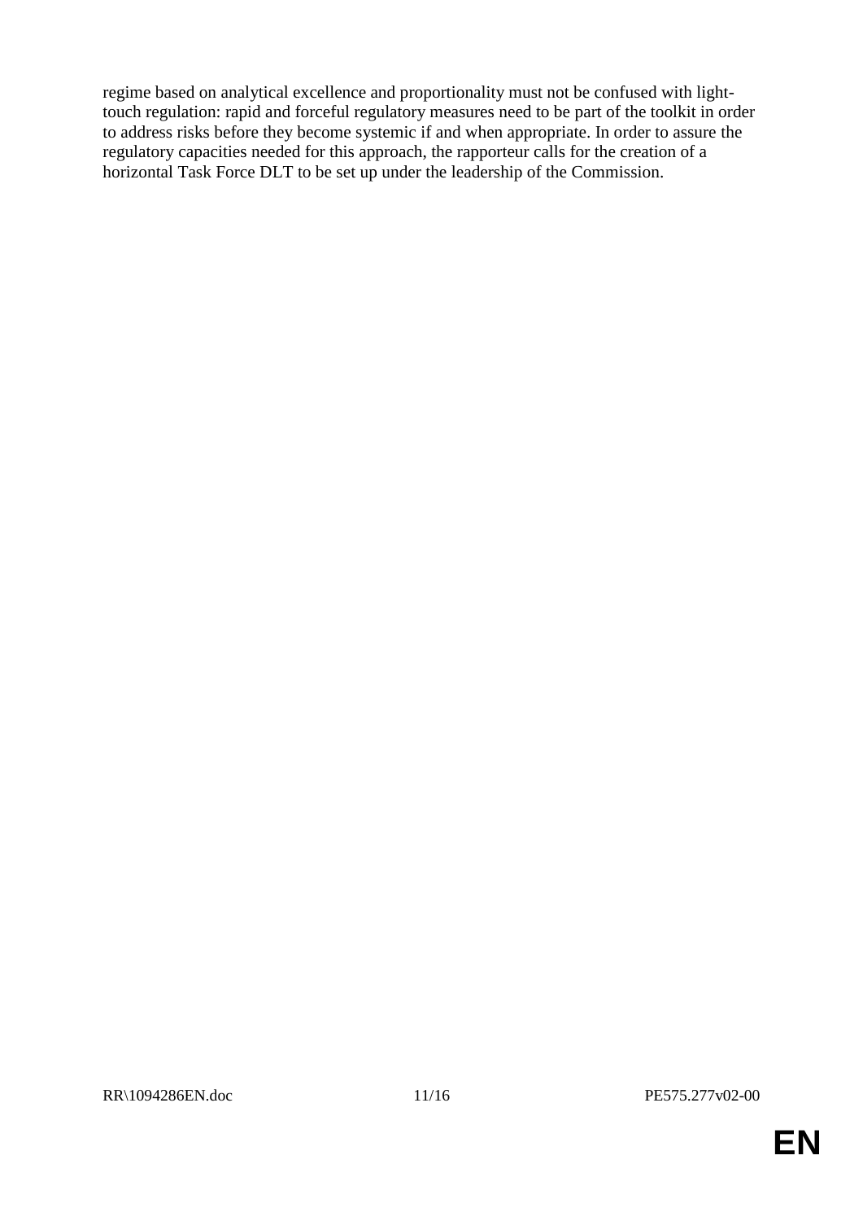regime based on analytical excellence and proportionality must not be confused with light-touch regulation: rapid and forceful regulatory measures need to be part of the toolkit in order to address risks before they become systemic if and when appropriate. In order to assure the regulatory capacities needed for this approach, the rapporteur calls for the creation of a horizontal Task Force DLT to be set up under the leadership of the Commission.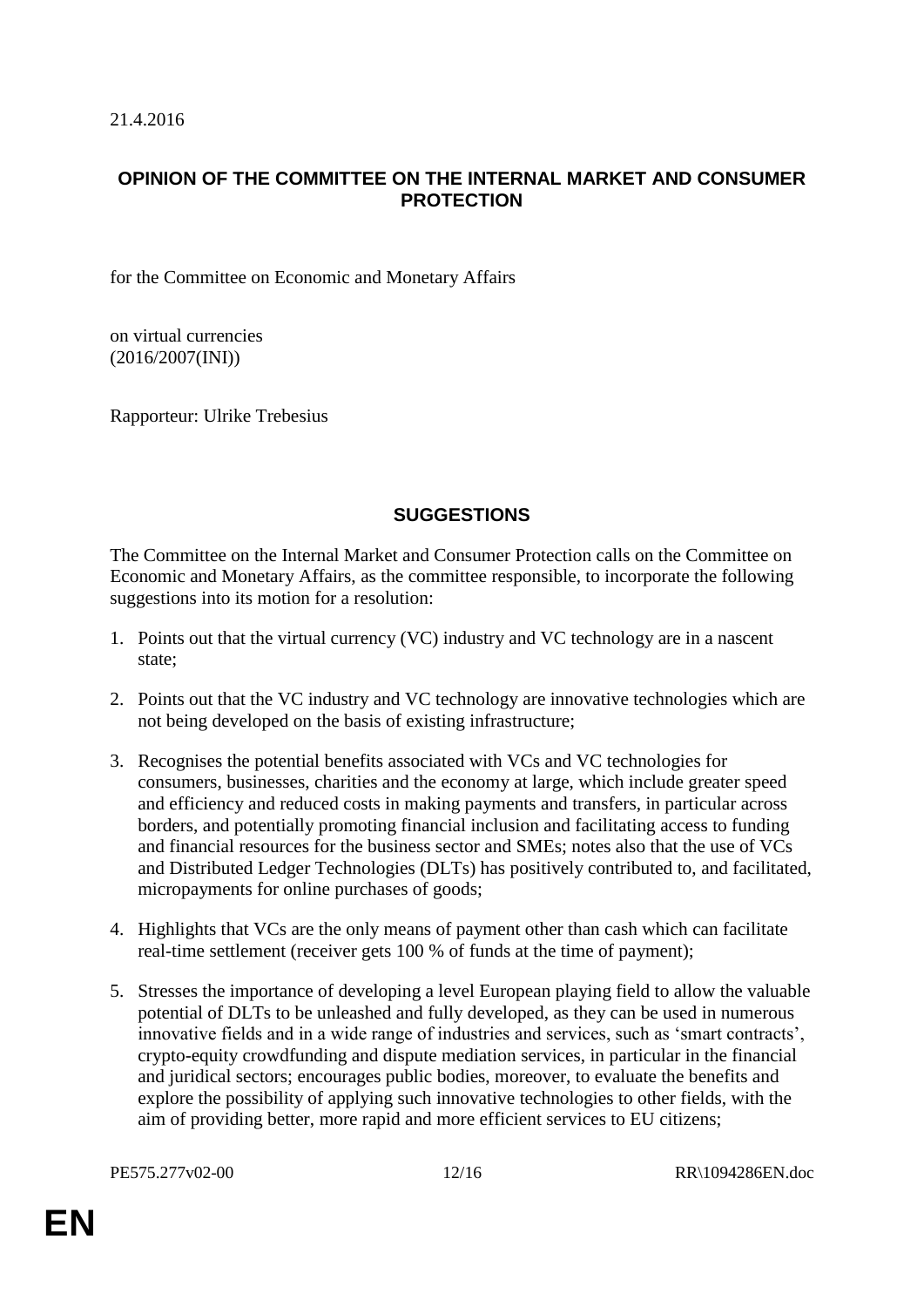21.4.2016

## OPINION OF THE COMMITTEE ON THE INTERNAL MARKET AND CONSUMER PROTECTION

for the Committee on Economic and Monetary Affairs

on virtual currencies
(2016/2007(INI))

Rapporteur: Ulrike Trebesius

## SUGGESTIONS

The Committee on the Internal Market and Consumer Protection calls on the Committee on Economic and Monetary Affairs, as the committee responsible, to incorporate the following suggestions into its motion for a resolution:

1. Points out that the virtual currency (VC) industry and VC technology are in a nascent state;

2. Points out that the VC industry and VC technology are innovative technologies which are not being developed on the basis of existing infrastructure;

3. Recognises the potential benefits associated with VCs and VC technologies for consumers, businesses, charities and the economy at large, which include greater speed and efficiency and reduced costs in making payments and transfers, in particular across borders, and potentially promoting financial inclusion and facilitating access to funding and financial resources for the business sector and SMEs; notes also that the use of VCs and Distributed Ledger Technologies (DLTs) has positively contributed to, and facilitated, micropayments for online purchases of goods;

4. Highlights that VCs are the only means of payment other than cash which can facilitate real-time settlement (receiver gets 100 % of funds at the time of payment);

5. Stresses the importance of developing a level European playing field to allow the valuable potential of DLTs to be unleashed and fully developed, as they can be used in numerous innovative fields and in a wide range of industries and services, such as 'smart contracts', crypto-equity crowdfunding and dispute mediation services, in particular in the financial and juridical sectors; encourages public bodies, moreover, to evaluate the benefits and explore the possibility of applying such innovative technologies to other fields, with the aim of providing better, more rapid and more efficient services to EU citizens;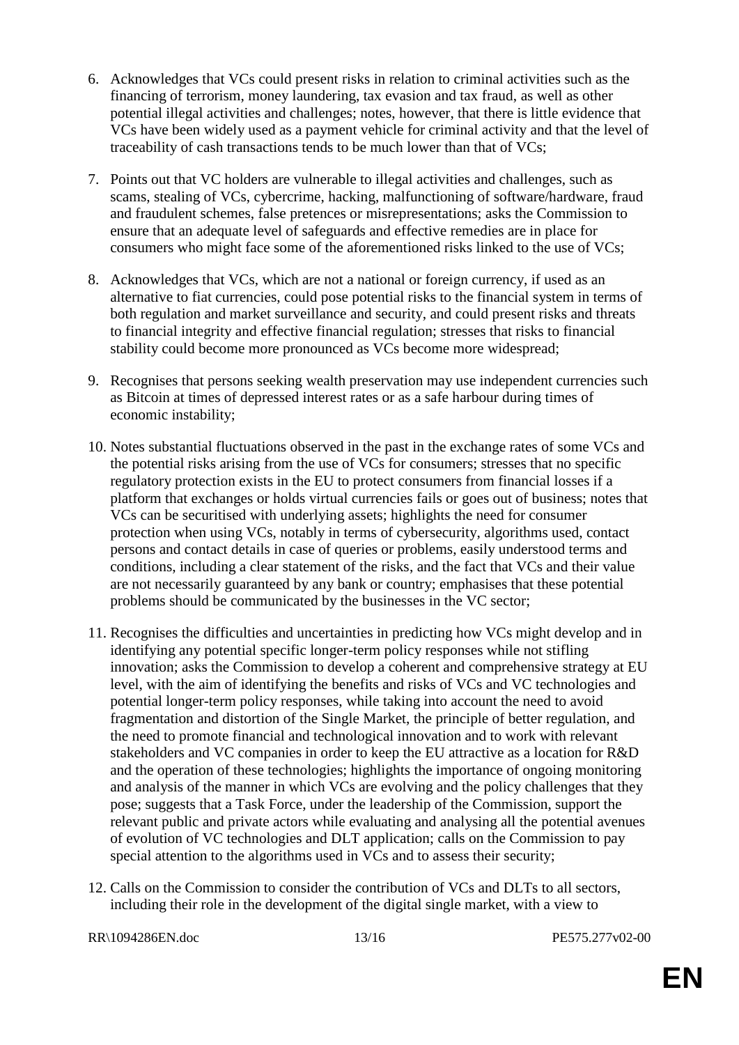6. Acknowledges that VCs could present risks in relation to criminal activities such as the financing of terrorism, money laundering, tax evasion and tax fraud, as well as other potential illegal activities and challenges; notes, however, that there is little evidence that VCs have been widely used as a payment vehicle for criminal activity and that the level of traceability of cash transactions tends to be much lower than that of VCs;

7. Points out that VC holders are vulnerable to illegal activities and challenges, such as scams, stealing of VCs, cybercrime, hacking, malfunctioning of software/hardware, fraud and fraudulent schemes, false pretences or misrepresentations; asks the Commission to ensure that an adequate level of safeguards and effective remedies are in place for consumers who might face some of the aforementioned risks linked to the use of VCs;

8. Acknowledges that VCs, which are not a national or foreign currency, if used as an alternative to fiat currencies, could pose potential risks to the financial system in terms of both regulation and market surveillance and security, and could present risks and threats to financial integrity and effective financial regulation; stresses that risks to financial stability could become more pronounced as VCs become more widespread;

9. Recognises that persons seeking wealth preservation may use independent currencies such as Bitcoin at times of depressed interest rates or as a safe harbour during times of economic instability;

10. Notes substantial fluctuations observed in the past in the exchange rates of some VCs and the potential risks arising from the use of VCs for consumers; stresses that no specific regulatory protection exists in the EU to protect consumers from financial losses if a platform that exchanges or holds virtual currencies fails or goes out of business; notes that VCs can be securitised with underlying assets; highlights the need for consumer protection when using VCs, notably in terms of cybersecurity, algorithms used, contact persons and contact details in case of queries or problems, easily understood terms and conditions, including a clear statement of the risks, and the fact that VCs and their value are not necessarily guaranteed by any bank or country; emphasises that these potential problems should be communicated by the businesses in the VC sector;

11. Recognises the difficulties and uncertainties in predicting how VCs might develop and in identifying any potential specific longer-term policy responses while not stifling innovation; asks the Commission to develop a coherent and comprehensive strategy at EU level, with the aim of identifying the benefits and risks of VCs and VC technologies and potential longer-term policy responses, while taking into account the need to avoid fragmentation and distortion of the Single Market, the principle of better regulation, and the need to promote financial and technological innovation and to work with relevant stakeholders and VC companies in order to keep the EU attractive as a location for R&D and the operation of these technologies; highlights the importance of ongoing monitoring and analysis of the manner in which VCs are evolving and the policy challenges that they pose; suggests that a Task Force, under the leadership of the Commission, support the relevant public and private actors while evaluating and analysing all the potential avenues of evolution of VC technologies and DLT application; calls on the Commission to pay special attention to the algorithms used in VCs and to assess their security;

12. Calls on the Commission to consider the contribution of VCs and DLTs to all sectors, including their role in the development of the digital single market, with a view to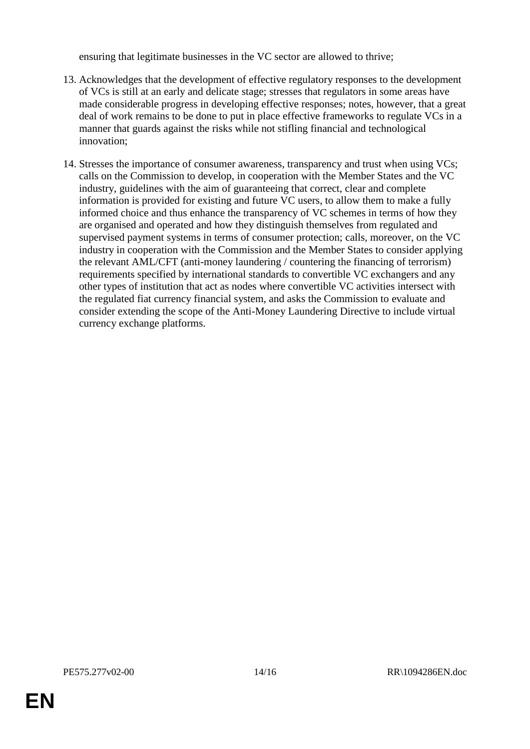ensuring that legitimate businesses in the VC sector are allowed to thrive;

13. Acknowledges that the development of effective regulatory responses to the development of VCs is still at an early and delicate stage; stresses that regulators in some areas have made considerable progress in developing effective responses; notes, however, that a great deal of work remains to be done to put in place effective frameworks to regulate VCs in a manner that guards against the risks while not stifling financial and technological innovation;

14. Stresses the importance of consumer awareness, transparency and trust when using VCs; calls on the Commission to develop, in cooperation with the Member States and the VC industry, guidelines with the aim of guaranteeing that correct, clear and complete information is provided for existing and future VC users, to allow them to make a fully informed choice and thus enhance the transparency of VC schemes in terms of how they are organised and operated and how they distinguish themselves from regulated and supervised payment systems in terms of consumer protection; calls, moreover, on the VC industry in cooperation with the Commission and the Member States to consider applying the relevant AML/CFT (anti-money laundering / countering the financing of terrorism) requirements specified by international standards to convertible VC exchangers and any other types of institution that act as nodes where convertible VC activities intersect with the regulated fiat currency financial system, and asks the Commission to evaluate and consider extending the scope of the Anti-Money Laundering Directive to include virtual currency exchange platforms.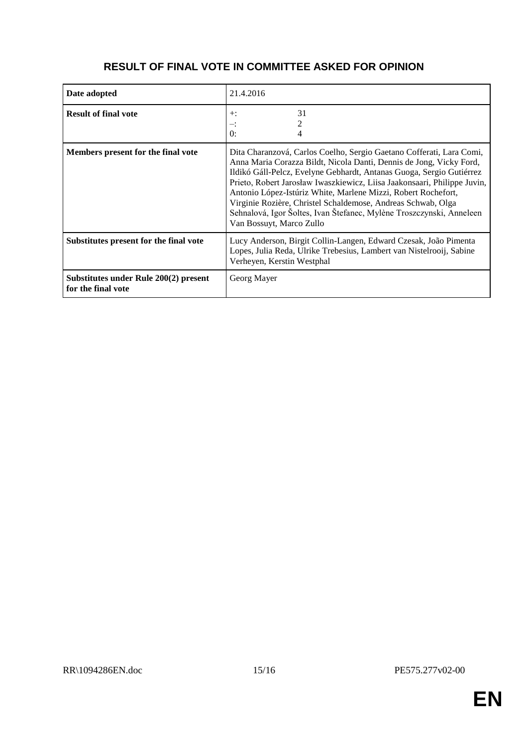# RESULT OF FINAL VOTE IN COMMITTEE ASKED FOR OPINION

| | |
|---|---|
| **Date adopted** | 21.4.2016 |
| **Result of final vote** | +: 31<br>–: 2<br>0: 4 |
| **Members present for the final vote** | Dita Charanzová, Carlos Coelho, Sergio Gaetano Cofferati, Lara Comi, Anna Maria Corazza Bildt, Nicola Danti, Dennis de Jong, Vicky Ford, Ildikó Gáll-Pelcz, Evelyne Gebhardt, Antanas Guoga, Sergio Gutiérrez Prieto, Robert Jarosław Iwaszkiewicz, Liisa Jaakonsaari, Philippe Juvin, Antonio López-Istúriz White, Marlene Mizzi, Robert Rochefort, Virginie Rozière, Christel Schaldemose, Andreas Schwab, Olga Sehnalová, Igor Šoltes, Ivan Štefanec, Mylène Troszczynski, Anneleen Van Bossuyt, Marco Zullo |
| **Substitutes present for the final vote** | Lucy Anderson, Birgit Collin-Langen, Edward Czesak, João Pimenta Lopes, Julia Reda, Ulrike Trebesius, Lambert van Nistelrooij, Sabine Verheyen, Kerstin Westphal |
| **Substitutes under Rule 200(2) present for the final vote** | Georg Mayer |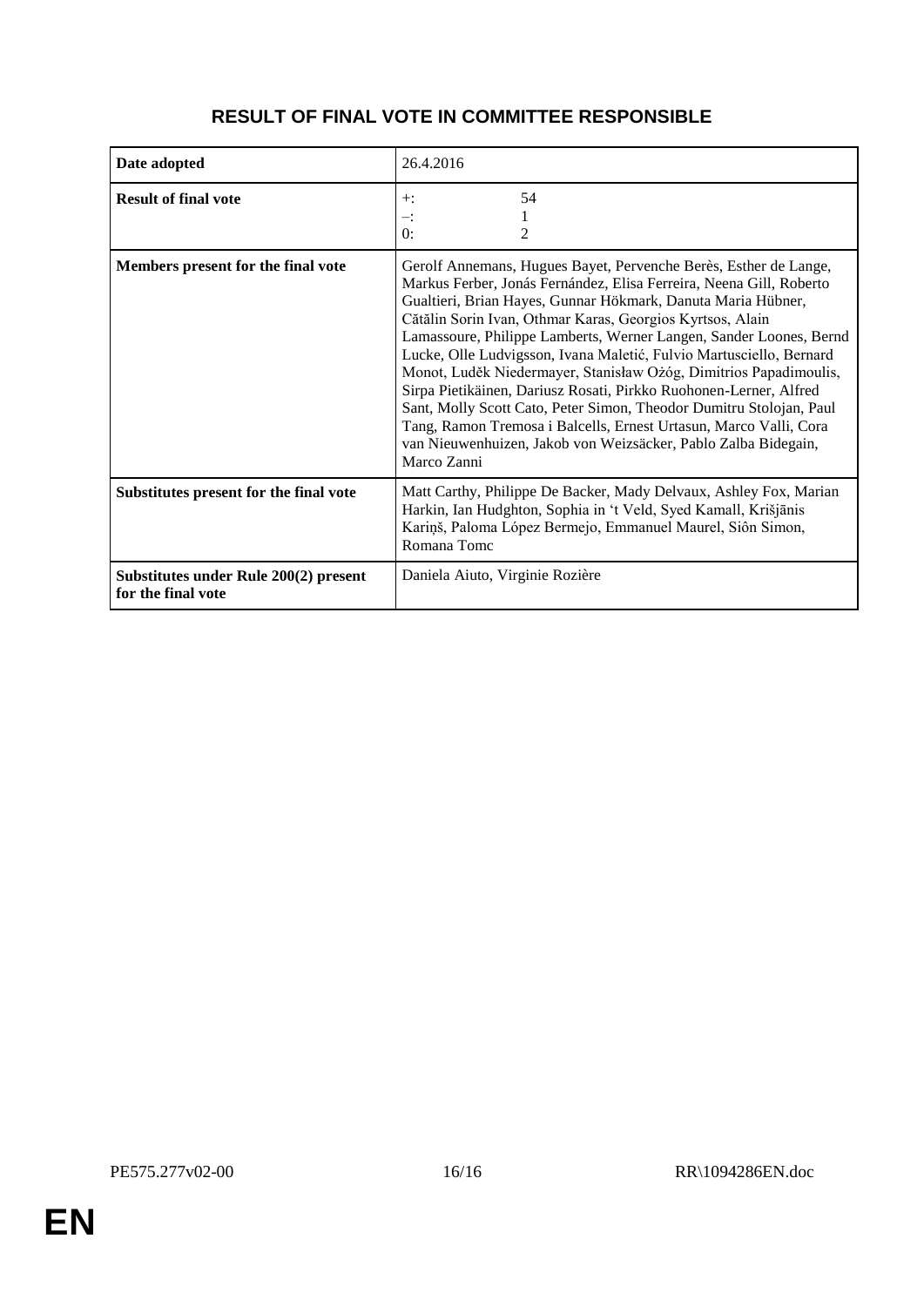## RESULT OF FINAL VOTE IN COMMITTEE RESPONSIBLE

| | |
|---|---|
| **Date adopted** | 26.4.2016 |
| **Result of final vote** | +: 54<br>–: 1<br>0: 2 |
| **Members present for the final vote** | Gerolf Annemans, Hugues Bayet, Pervenche Berès, Esther de Lange, Markus Ferber, Jonás Fernández, Elisa Ferreira, Neena Gill, Roberto Gualtieri, Brian Hayes, Gunnar Hökmark, Danuta Maria Hübner, Cătălin Sorin Ivan, Othmar Karas, Georgios Kyrtsos, Alain Lamassoure, Philippe Lamberts, Werner Langen, Sander Loones, Bernd Lucke, Olle Ludvigsson, Ivana Maletić, Fulvio Martusciello, Bernard Monot, Luděk Niedermayer, Stanisław Ożóg, Dimitrios Papadimoulis, Sirpa Pietikäinen, Dariusz Rosati, Pirkko Ruohonen-Lerner, Alfred Sant, Molly Scott Cato, Peter Simon, Theodor Dumitru Stolojan, Paul Tang, Ramon Tremosa i Balcells, Ernest Urtasun, Marco Valli, Cora van Nieuwenhuizen, Jakob von Weizsäcker, Pablo Zalba Bidegain, Marco Zanni |
| **Substitutes present for the final vote** | Matt Carthy, Philippe De Backer, Mady Delvaux, Ashley Fox, Marian Harkin, Ian Hudghton, Sophia in 't Veld, Syed Kamall, Krišjānis Kariņš, Paloma López Bermejo, Emmanuel Maurel, Siôn Simon, Romana Tomc |
| **Substitutes under Rule 200(2) present for the final vote** | Daniela Aiuto, Virginie Rozière |